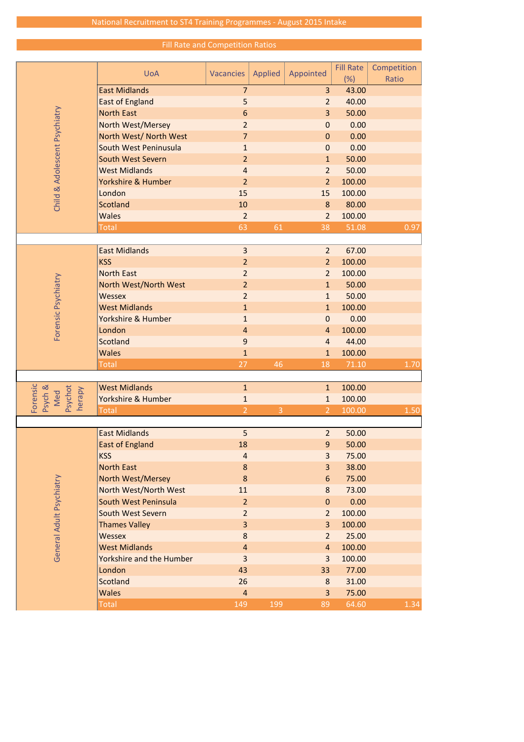# National Recruitment to ST4 Training Programmes - August 2015 Intake

## Fill Rate and Competition Ratios

| | UoA | Vacancies | Applied | Appointed | Fill Rate (%) | Competition Ratio |
|---|---|---|---|---|---|---|
| Child & Adolescent Psychiatry | East Midlands | 7 | | 3 | 43.00 | |
| | East of England | 5 | | 2 | 40.00 | |
| | North East | 6 | | 3 | 50.00 | |
| | North West/Mersey | 2 | | 0 | 0.00 | |
| | North West/ North West | 7 | | 0 | 0.00 | |
| | South West Peninusula | 1 | | 0 | 0.00 | |
| | South West Severn | 2 | | 1 | 50.00 | |
| | West Midlands | 4 | | 2 | 50.00 | |
| | Yorkshire & Humber | 2 | | 2 | 100.00 | |
| | London | 15 | | 15 | 100.00 | |
| | Scotland | 10 | | 8 | 80.00 | |
| | Wales | 2 | | 2 | 100.00 | |
| | Total | 63 | 61 | 38 | 51.08 | 0.97 |
| Forensic Psychiatry | East Midlands | 3 | | 2 | 67.00 | |
| | KSS | 2 | | 2 | 100.00 | |
| | North East | 2 | | 2 | 100.00 | |
| | North West/North West | 2 | | 1 | 50.00 | |
| | Wessex | 2 | | 1 | 50.00 | |
| | West Midlands | 1 | | 1 | 100.00 | |
| | Yorkshire & Humber | 1 | | 0 | 0.00 | |
| | London | 4 | | 4 | 100.00 | |
| | Scotland | 9 | | 4 | 44.00 | |
| | Wales | 1 | | 1 | 100.00 | |
| | Total | 27 | 46 | 18 | 71.10 | 1.70 |
| Forensic Psych & Med Psychot herapy | West Midlands | 1 | | 1 | 100.00 | |
| | Yorkshire & Humber | 1 | | 1 | 100.00 | |
| | Total | 2 | 3 | 2 | 100.00 | 1.50 |
| General Adult Psychiatry | East Midlands | 5 | | 2 | 50.00 | |
| | East of England | 18 | | 9 | 50.00 | |
| | KSS | 4 | | 3 | 75.00 | |
| | North East | 8 | | 3 | 38.00 | |
| | North West/Mersey | 8 | | 6 | 75.00 | |
| | North West/North West | 11 | | 8 | 73.00 | |
| | South West Peninsula | 2 | | 0 | 0.00 | |
| | South West Severn | 2 | | 2 | 100.00 | |
| | Thames Valley | 3 | | 3 | 100.00 | |
| | Wessex | 8 | | 2 | 25.00 | |
| | West Midlands | 4 | | 4 | 100.00 | |
| | Yorkshire and the Humber | 3 | | 3 | 100.00 | |
| | London | 43 | | 33 | 77.00 | |
| | Scotland | 26 | | 8 | 31.00 | |
| | Wales | 4 | | 3 | 75.00 | |
| | Total | 149 | 199 | 89 | 64.60 | 1.34 |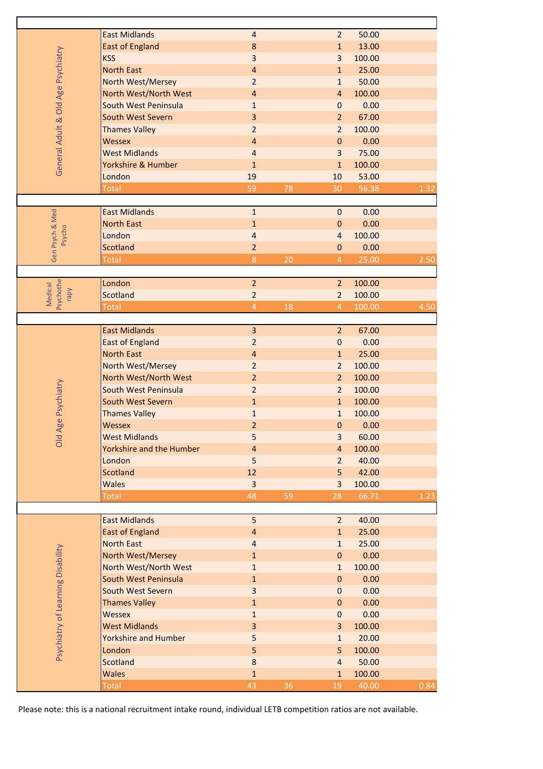| | | | | | | |
|---|---|---|---|---|---|---|
| General Adult & Old Age Psychiatry | East Midlands | 4 | | 2 | 50.00 | |
| | East of England | 8 | | 1 | 13.00 | |
| | KSS | 3 | | 3 | 100.00 | |
| | North East | 4 | | 1 | 25.00 | |
| | North West/Mersey | 2 | | 1 | 50.00 | |
| | North West/North West | 4 | | 4 | 100.00 | |
| | South West Peninsula | 1 | | 0 | 0.00 | |
| | South West Severn | 3 | | 2 | 67.00 | |
| | Thames Valley | 2 | | 2 | 100.00 | |
| | Wessex | 4 | | 0 | 0.00 | |
| | West Midlands | 4 | | 3 | 75.00 | |
| | Yorkshire & Humber | 1 | | 1 | 100.00 | |
| | London | 19 | | 10 | 53.00 | |
| | Total | 59 | 78 | 30 | 56.38 | 1.32 |
| | | | | | | |
| Gen Psych & Med Psycho | East Midlands | 1 | | 0 | 0.00 | |
| | North East | 1 | | 0 | 0.00 | |
| | London | 4 | | 4 | 100.00 | |
| | Scotland | 2 | | 0 | 0.00 | |
| | Total | 8 | 20 | 4 | 25.00 | 2.50 |
| | | | | | | |
| Medical Psychotherapy | London | 2 | | 2 | 100.00 | |
| | Scotland | 2 | | 2 | 100.00 | |
| | Total | 4 | 18 | 4 | 100.00 | 4.50 |
| | | | | | | |
| Old Age Psychiatry | East Midlands | 3 | | 2 | 67.00 | |
| | East of England | 2 | | 0 | 0.00 | |
| | North East | 4 | | 1 | 25.00 | |
| | North West/Mersey | 2 | | 2 | 100.00 | |
| | North West/North West | 2 | | 2 | 100.00 | |
| | South West Peninsula | 2 | | 2 | 100.00 | |
| | South West Severn | 1 | | 1 | 100.00 | |
| | Thames Valley | 1 | | 1 | 100.00 | |
| | Wessex | 2 | | 0 | 0.00 | |
| | West Midlands | 5 | | 3 | 60.00 | |
| | Yorkshire and the Humber | 4 | | 4 | 100.00 | |
| | London | 5 | | 2 | 40.00 | |
| | Scotland | 12 | | 5 | 42.00 | |
| | Wales | 3 | | 3 | 100.00 | |
| | Total | 48 | 59 | 28 | 66.71 | 1.23 |
| | | | | | | |
| Psychiatry of Learning Disability | East Midlands | 5 | | 2 | 40.00 | |
| | East of England | 4 | | 1 | 25.00 | |
| | North East | 4 | | 1 | 25.00 | |
| | North West/Mersey | 1 | | 0 | 0.00 | |
| | North West/North West | 1 | | 1 | 100.00 | |
| | South West Peninsula | 1 | | 0 | 0.00 | |
| | South West Severn | 3 | | 0 | 0.00 | |
| | Thames Valley | 1 | | 0 | 0.00 | |
| | Wessex | 1 | | 0 | 0.00 | |
| | West Midlands | 3 | | 3 | 100.00 | |
| | Yorkshire and Humber | 5 | | 1 | 20.00 | |
| | London | 5 | | 5 | 100.00 | |
| | Scotland | 8 | | 4 | 50.00 | |
| | Wales | 1 | | 1 | 100.00 | |
| | Total | 43 | 36 | 19 | 40.00 | 0.84 |

Please note: this is a national recruitment intake round, individual LETB competition ratios are not available.